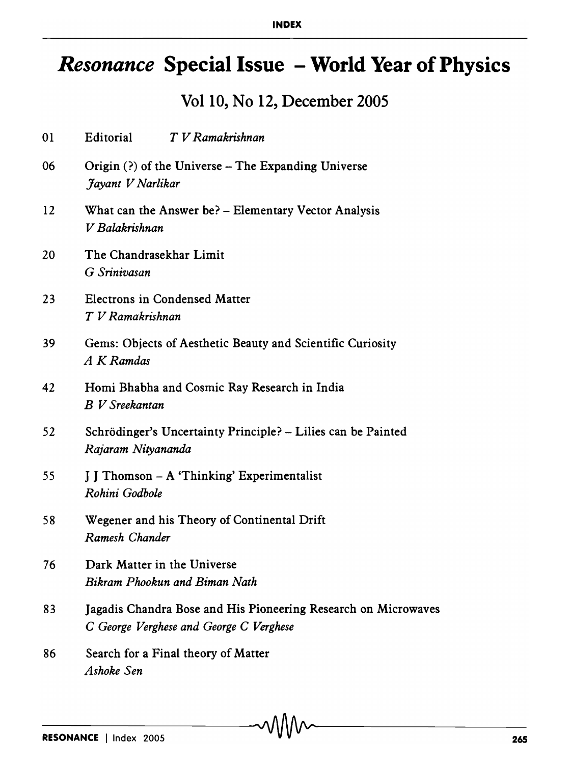# *Resonance* Special Issue – World Year of Physics

## Vol 10, No 12, December 2005

01 Editorial *T V Ramakrishnan*

06 Origin (?) of the Universe – The Expanding Universe
*Jayant V Narlikar*

12 What can the Answer be? – Elementary Vector Analysis
*V Balakrishnan*

20 The Chandrasekhar Limit
*G Srinivasan*

23 Electrons in Condensed Matter
*T V Ramakrishnan*

39 Gems: Objects of Aesthetic Beauty and Scientific Curiosity
*A K Ramdas*

42 Homi Bhabha and Cosmic Ray Research in India
*B V Sreekantan*

52 Schrödinger's Uncertainty Principle? – Lilies can be Painted
*Rajaram Nityananda*

55 J J Thomson – A 'Thinking' Experimentalist
*Rohini Godbole*

58 Wegener and his Theory of Continental Drift
*Ramesh Chander*

76 Dark Matter in the Universe
*Bikram Phookun and Biman Nath*

83 Jagadis Chandra Bose and His Pioneering Research on Microwaves
*C George Verghese and George C Verghese*

86 Search for a Final theory of Matter
*Ashoke Sen*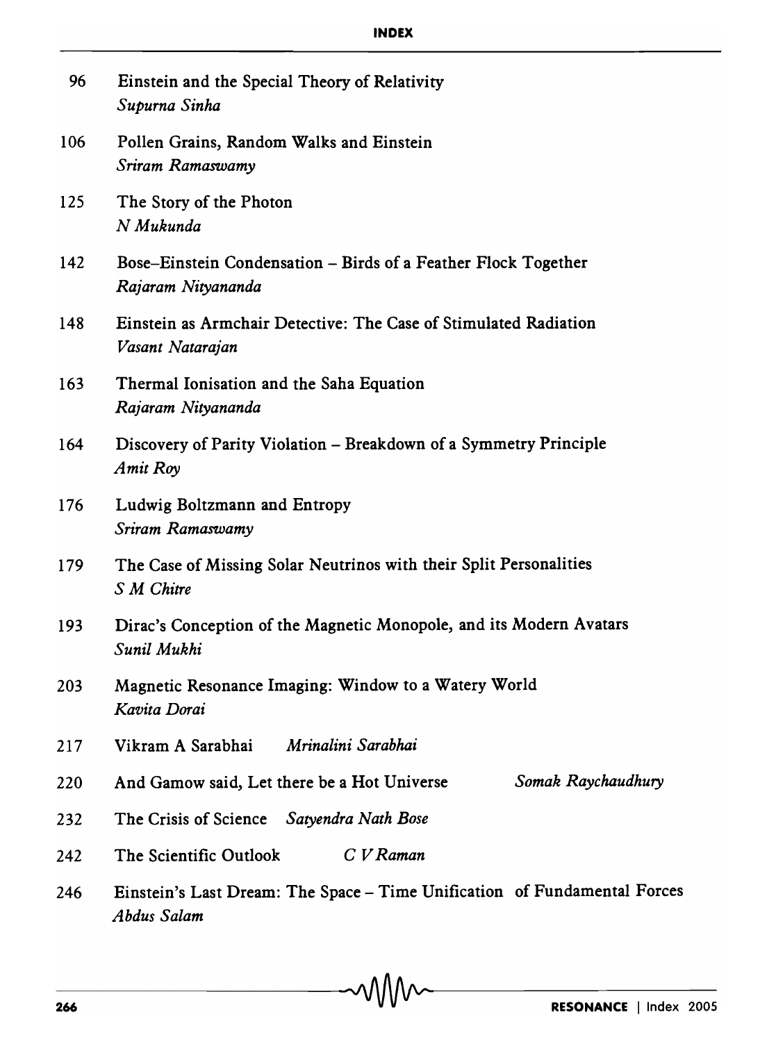96 Einstein and the Special Theory of Relativity
*Supurna Sinha*

106 Pollen Grains, Random Walks and Einstein
*Sriram Ramaswamy*

125 The Story of the Photon
*N Mukunda*

142 Bose–Einstein Condensation – Birds of a Feather Flock Together
*Rajaram Nityananda*

148 Einstein as Armchair Detective: The Case of Stimulated Radiation
*Vasant Natarajan*

163 Thermal Ionisation and the Saha Equation
*Rajaram Nityananda*

164 Discovery of Parity Violation – Breakdown of a Symmetry Principle
*Amit Roy*

176 Ludwig Boltzmann and Entropy
*Sriram Ramaswamy*

179 The Case of Missing Solar Neutrinos with their Split Personalities
*S M Chitre*

193 Dirac's Conception of the Magnetic Monopole, and its Modern Avatars
*Sunil Mukhi*

203 Magnetic Resonance Imaging: Window to a Watery World
*Kavita Dorai*

217 Vikram A Sarabhai *Mrinalini Sarabhai*

220 And Gamow said, Let there be a Hot Universe *Somak Raychaudhury*

232 The Crisis of Science *Satyendra Nath Bose*

242 The Scientific Outlook *C V Raman*

246 Einstein's Last Dream: The Space – Time Unification of Fundamental Forces
*Abdus Salam*